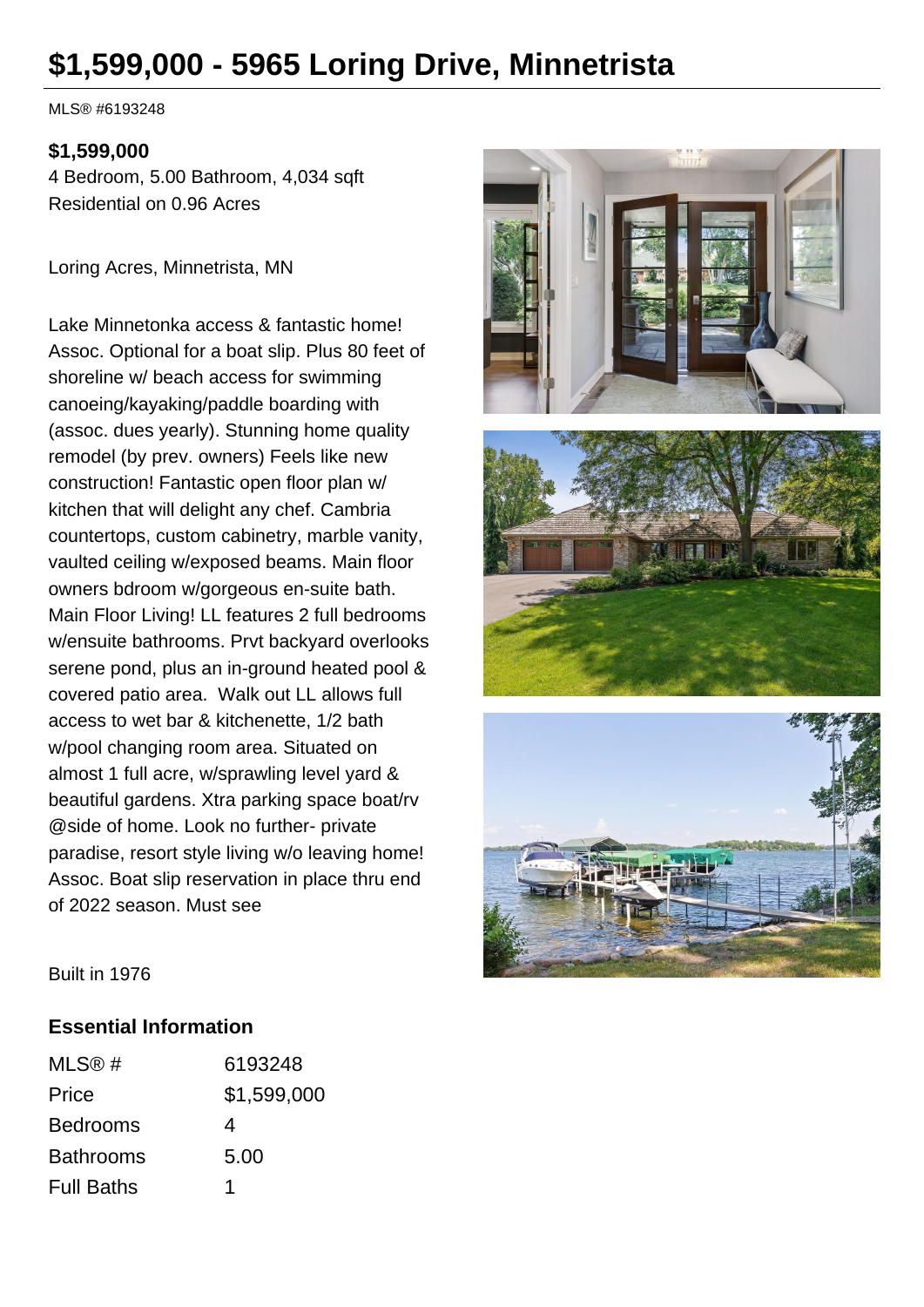# $1,599,000 - 5965 Loring Drive, Minnetrista

MLS® #6193248

**$1,599,000**
4 Bedroom, 5.00 Bathroom, 4,034 sqft
Residential on 0.96 Acres

Loring Acres, Minnetrista, MN

Lake Minnetonka access & fantastic home! Assoc. Optional for a boat slip. Plus 80 feet of shoreline w/ beach access for swimming canoeing/kayaking/paddle boarding with (assoc. dues yearly). Stunning home quality remodel (by prev. owners) Feels like new construction! Fantastic open floor plan w/ kitchen that will delight any chef. Cambria countertops, custom cabinetry, marble vanity, vaulted ceiling w/exposed beams. Main floor owners bdroom w/gorgeous en-suite bath. Main Floor Living! LL features 2 full bedrooms w/ensuite bathrooms. Prvt backyard overlooks serene pond, plus an in-ground heated pool & covered patio area. Walk out LL allows full access to wet bar & kitchenette, 1/2 bath w/pool changing room area. Situated on almost 1 full acre, w/sprawling level yard & beautiful gardens. Xtra parking space boat/rv @side of home. Look no further- private paradise, resort style living w/o leaving home! Assoc. Boat slip reservation in place thru end of 2022 season. Must see

Built in 1976

## Essential Information

| | |
|---|---|
| MLS® # | 6193248 |
| Price | $1,599,000 |
| Bedrooms | 4 |
| Bathrooms | 5.00 |
| Full Baths | 1 |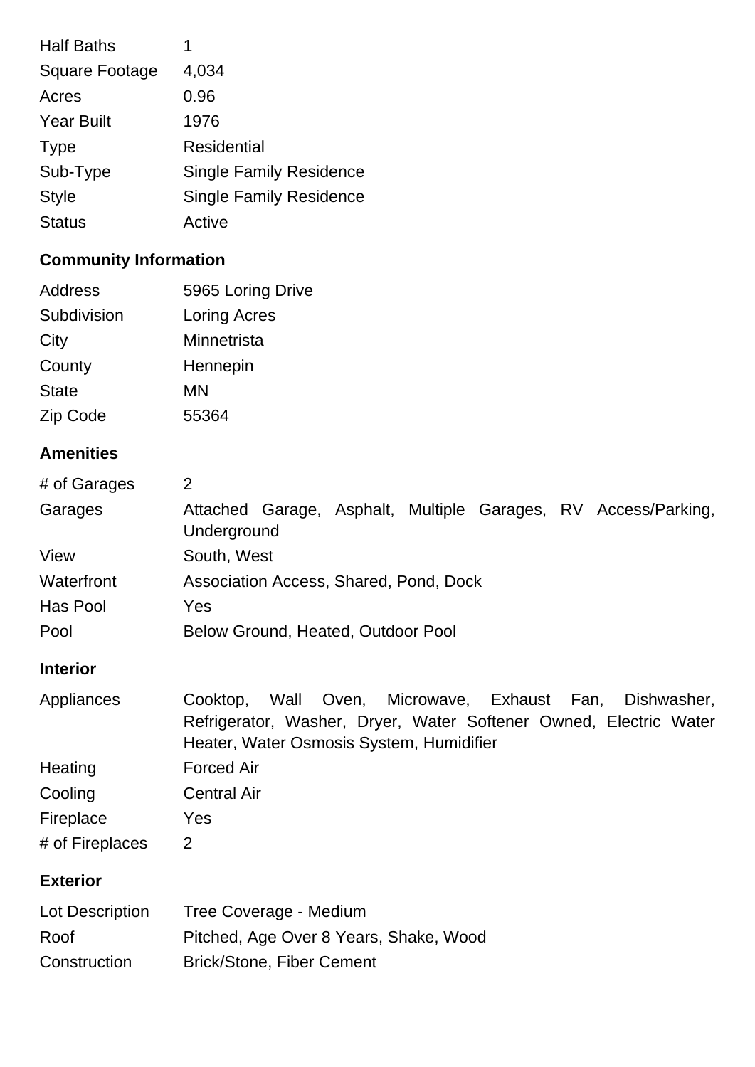| | |
|---|---|
| Half Baths | 1 |
| Square Footage | 4,034 |
| Acres | 0.96 |
| Year Built | 1976 |
| Type | Residential |
| Sub-Type | Single Family Residence |
| Style | Single Family Residence |
| Status | Active |

## Community Information

| | |
|---|---|
| Address | 5965 Loring Drive |
| Subdivision | Loring Acres |
| City | Minnetrista |
| County | Hennepin |
| State | MN |
| Zip Code | 55364 |

## Amenities

| | |
|---|---|
| # of Garages | 2 |
| Garages | Attached Garage, Asphalt, Multiple Garages, RV Access/Parking, Underground |
| View | South, West |
| Waterfront | Association Access, Shared, Pond, Dock |
| Has Pool | Yes |
| Pool | Below Ground, Heated, Outdoor Pool |

## Interior

| | |
|---|---|
| Appliances | Cooktop, Wall Oven, Microwave, Exhaust Fan, Dishwasher, Refrigerator, Washer, Dryer, Water Softener Owned, Electric Water Heater, Water Osmosis System, Humidifier |
| Heating | Forced Air |
| Cooling | Central Air |
| Fireplace | Yes |
| # of Fireplaces | 2 |

## Exterior

| | |
|---|---|
| Lot Description | Tree Coverage - Medium |
| Roof | Pitched, Age Over 8 Years, Shake, Wood |
| Construction | Brick/Stone, Fiber Cement |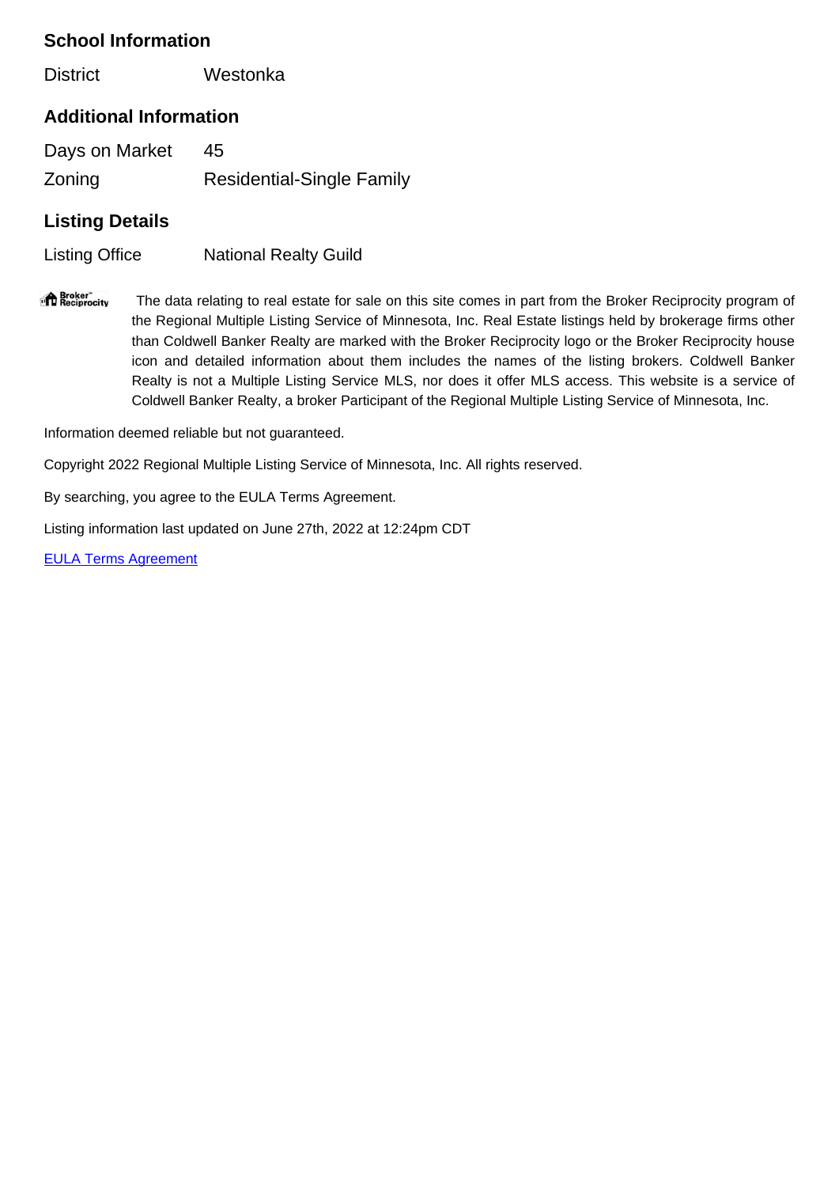### School Information

| | |
|---|---|
| District | Westonka |

### Additional Information

| | |
|---|---|
| Days on Market | 45 |
| Zoning | Residential-Single Family |

### Listing Details

| | |
|---|---|
| Listing Office | National Realty Guild |

The data relating to real estate for sale on this site comes in part from the Broker Reciprocity program of the Regional Multiple Listing Service of Minnesota, Inc. Real Estate listings held by brokerage firms other than Coldwell Banker Realty are marked with the Broker Reciprocity logo or the Broker Reciprocity house icon and detailed information about them includes the names of the listing brokers. Coldwell Banker Realty is not a Multiple Listing Service MLS, nor does it offer MLS access. This website is a service of Coldwell Banker Realty, a broker Participant of the Regional Multiple Listing Service of Minnesota, Inc.

Information deemed reliable but not guaranteed.

Copyright 2022 Regional Multiple Listing Service of Minnesota, Inc. All rights reserved.

By searching, you agree to the EULA Terms Agreement.

Listing information last updated on June 27th, 2022 at 12:24pm CDT

EULA Terms Agreement